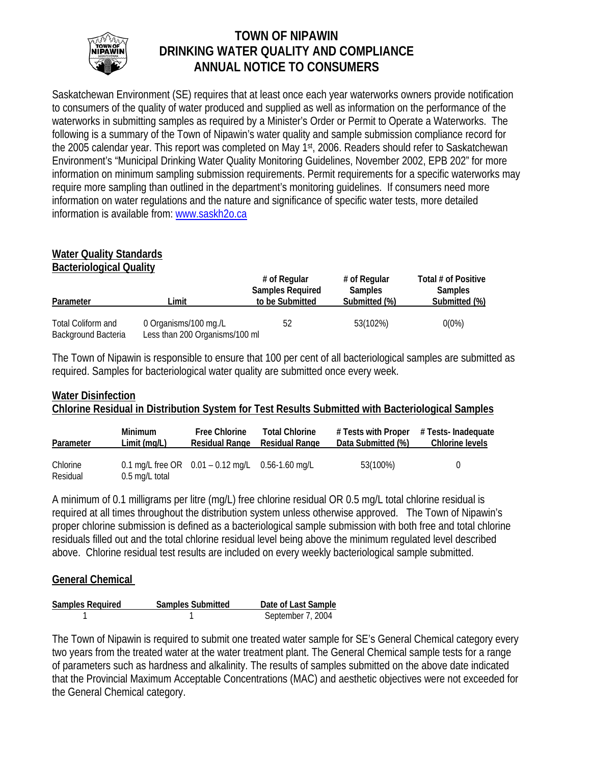# TOWN OF NIPAWIN
# DRINKING WATER QUALITY AND COMPLIANCE
# ANNUAL NOTICE TO CONSUMERS

Saskatchewan Environment (SE) requires that at least once each year waterworks owners provide notification to consumers of the quality of water produced and supplied as well as information on the performance of the waterworks in submitting samples as required by a Minister's Order or Permit to Operate a Waterworks. The following is a summary of the Town of Nipawin's water quality and sample submission compliance record for the 2005 calendar year. This report was completed on May 1st, 2006. Readers should refer to Saskatchewan Environment's "Municipal Drinking Water Quality Monitoring Guidelines, November 2002, EPB 202" for more information on minimum sampling submission requirements. Permit requirements for a specific waterworks may require more sampling than outlined in the department's monitoring guidelines. If consumers need more information on water regulations and the nature and significance of specific water tests, more detailed information is available from: www.saskh2o.ca

## Water Quality Standards

### Bacteriological Quality

| Parameter | Limit | # of Regular Samples Required to be Submitted | # of Regular Samples Submitted (%) | Total # of Positive Samples Submitted (%) |
|---|---|---|---|---|
| Total Coliform and Background Bacteria | 0 Organisms/100 mg./L Less than 200 Organisms/100 ml | 52 | 53(102%) | 0(0%) |

The Town of Nipawin is responsible to ensure that 100 per cent of all bacteriological samples are submitted as required. Samples for bacteriological water quality are submitted once every week.

### Water Disinfection

### Chlorine Residual in Distribution System for Test Results Submitted with Bacteriological Samples

| Parameter | Minimum Limit (mg/L) | Free Chlorine Residual Range | Total Chlorine Residual Range | # Tests with Proper Data Submitted (%) | # Tests- Inadequate Chlorine levels |
|---|---|---|---|---|---|
| Chlorine Residual | 0.1 mg/L free OR 0.5 mg/L total | 0.01 – 0.12 mg/L | 0.56-1.60 mg/L | 53(100%) | 0 |

A minimum of 0.1 milligrams per litre (mg/L) free chlorine residual OR 0.5 mg/L total chlorine residual is required at all times throughout the distribution system unless otherwise approved. The Town of Nipawin's proper chlorine submission is defined as a bacteriological sample submission with both free and total chlorine residuals filled out and the total chlorine residual level being above the minimum regulated level described above. Chlorine residual test results are included on every weekly bacteriological sample submitted.

### General Chemical

| Samples Required | Samples Submitted | Date of Last Sample |
|---|---|---|
| 1 | 1 | September 7, 2004 |

The Town of Nipawin is required to submit one treated water sample for SE's General Chemical category every two years from the treated water at the water treatment plant. The General Chemical sample tests for a range of parameters such as hardness and alkalinity. The results of samples submitted on the above date indicated that the Provincial Maximum Acceptable Concentrations (MAC) and aesthetic objectives were not exceeded for the General Chemical category.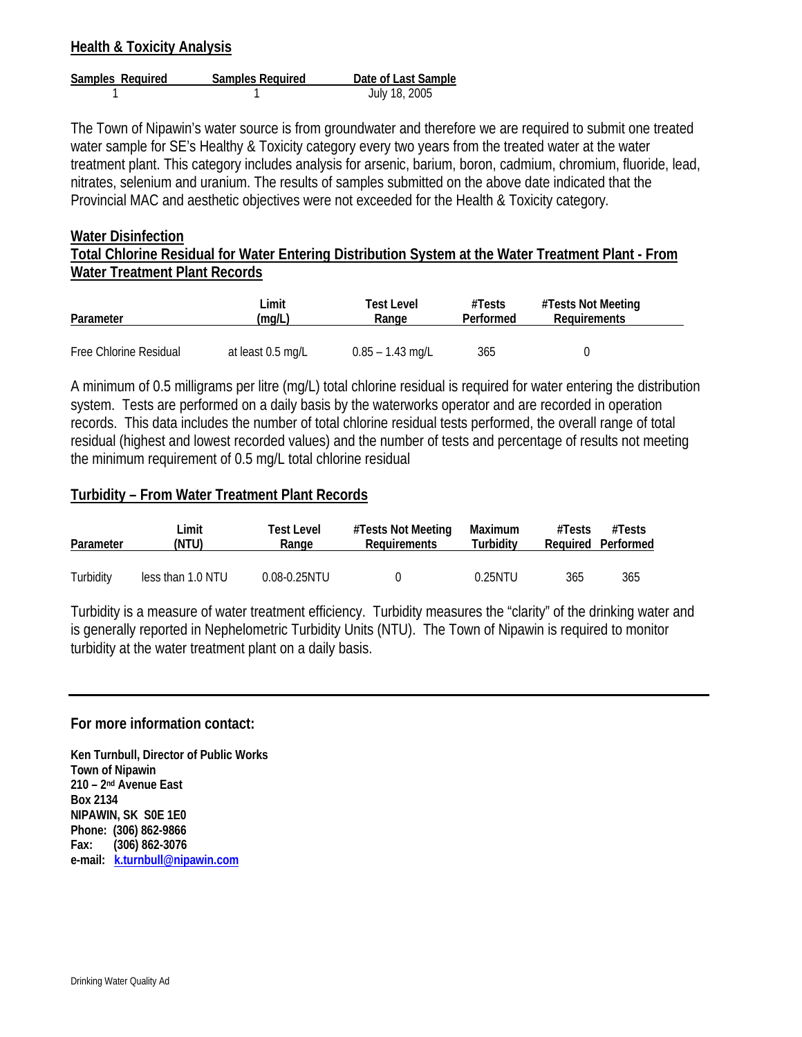## Health & Toxicity Analysis

| Samples Required | Samples Required | Date of Last Sample |
|---|---|---|
| 1 | 1 | July 18, 2005 |

The Town of Nipawin's water source is from groundwater and therefore we are required to submit one treated water sample for SE's Healthy & Toxicity category every two years from the treated water at the water treatment plant. This category includes analysis for arsenic, barium, boron, cadmium, chromium, fluoride, lead, nitrates, selenium and uranium. The results of samples submitted on the above date indicated that the Provincial MAC and aesthetic objectives were not exceeded for the Health & Toxicity category.

## Water Disinfection
### Total Chlorine Residual for Water Entering Distribution System at the Water Treatment Plant - From Water Treatment Plant Records

| Parameter | Limit (mg/L) | Test Level Range | #Tests Performed | #Tests Not Meeting Requirements |
|---|---|---|---|---|
| Free Chlorine Residual | at least 0.5 mg/L | 0.85 – 1.43 mg/L | 365 | 0 |

A minimum of 0.5 milligrams per litre (mg/L) total chlorine residual is required for water entering the distribution system. Tests are performed on a daily basis by the waterworks operator and are recorded in operation records. This data includes the number of total chlorine residual tests performed, the overall range of total residual (highest and lowest recorded values) and the number of tests and percentage of results not meeting the minimum requirement of 0.5 mg/L total chlorine residual

## Turbidity – From Water Treatment Plant Records

| Parameter | Limit (NTU) | Test Level Range | #Tests Not Meeting Requirements | Maximum Turbidity | #Tests Required | #Tests Performed |
|---|---|---|---|---|---|---|
| Turbidity | less than 1.0 NTU | 0.08-0.25NTU | 0 | 0.25NTU | 365 | 365 |

Turbidity is a measure of water treatment efficiency. Turbidity measures the "clarity" of the drinking water and is generally reported in Nephelometric Turbidity Units (NTU). The Town of Nipawin is required to monitor turbidity at the water treatment plant on a daily basis.

---

**For more information contact:**

**Ken Turnbull, Director of Public Works**
**Town of Nipawin**
**210 – 2nd Avenue East**
**Box 2134**
**NIPAWIN, SK S0E 1E0**
**Phone: (306) 862-9866**
**Fax: (306) 862-3076**
**e-mail: k.turnbull@nipawin.com**